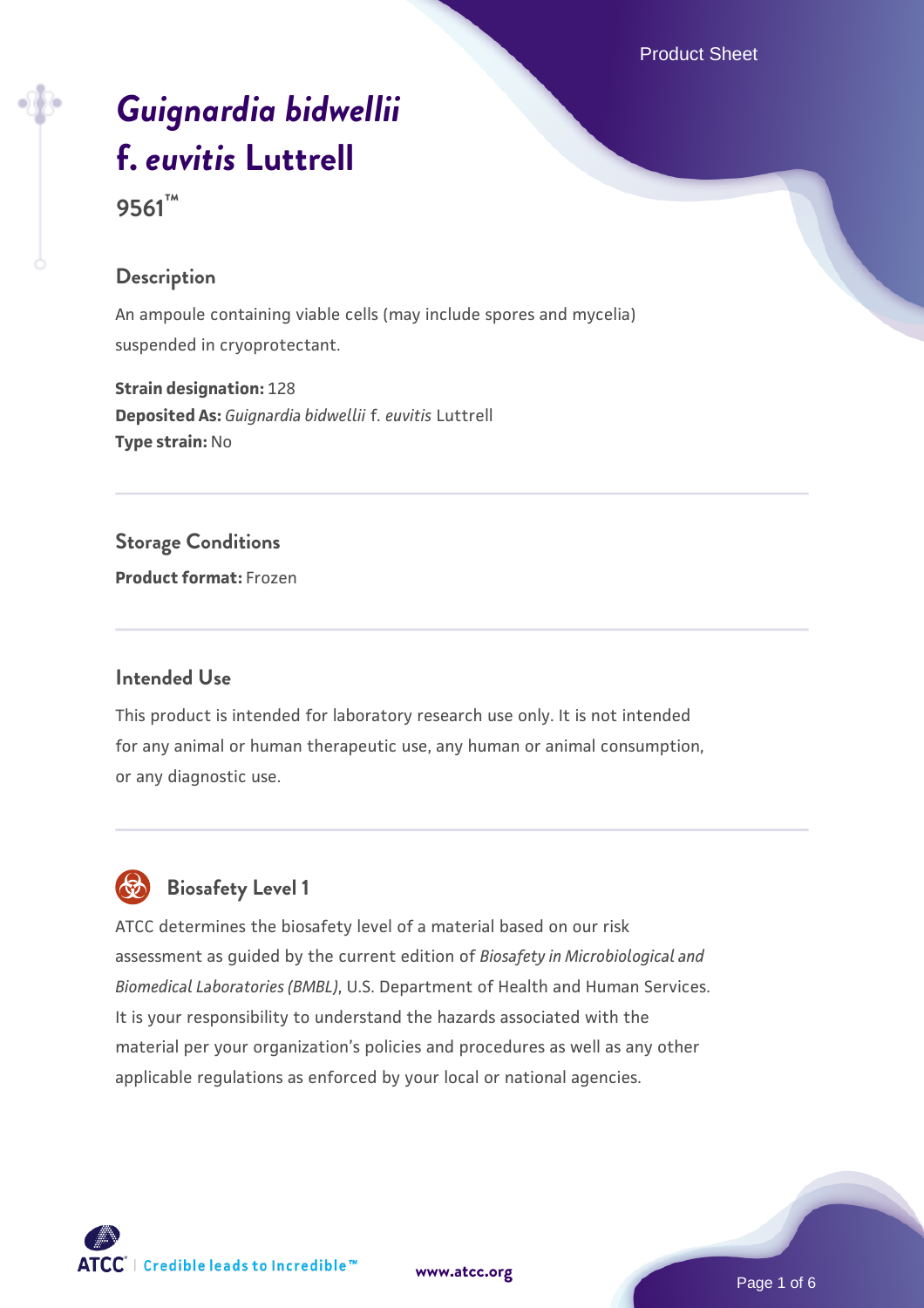# *Guignardia bidwellii* f. *euvitis* Luttrell

**9561™**

## Description

An ampoule containing viable cells (may include spores and mycelia) suspended in cryoprotectant.

**Strain designation:** 128
**Deposited As:** *Guignardia bidwellii* f. *euvitis* Luttrell
**Type strain:** No

## Storage Conditions

**Product format:** Frozen

## Intended Use

This product is intended for laboratory research use only. It is not intended for any animal or human therapeutic use, any human or animal consumption, or any diagnostic use.

## Biosafety Level 1

ATCC determines the biosafety level of a material based on our risk assessment as guided by the current edition of *Biosafety in Microbiological and Biomedical Laboratories (BMBL)*, U.S. Department of Health and Human Services. It is your responsibility to understand the hazards associated with the material per your organization's policies and procedures as well as any other applicable regulations as enforced by your local or national agencies.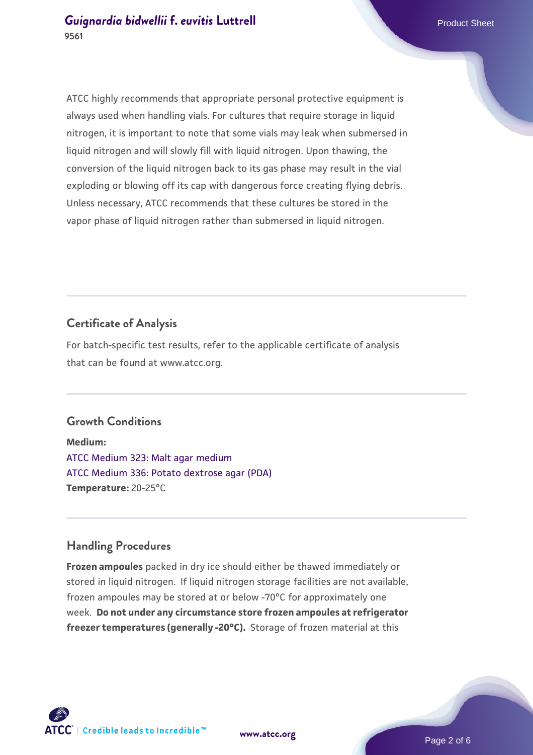ATCC highly recommends that appropriate personal protective equipment is always used when handling vials. For cultures that require storage in liquid nitrogen, it is important to note that some vials may leak when submersed in liquid nitrogen and will slowly fill with liquid nitrogen. Upon thawing, the conversion of the liquid nitrogen back to its gas phase may result in the vial exploding or blowing off its cap with dangerous force creating flying debris. Unless necessary, ATCC recommends that these cultures be stored in the vapor phase of liquid nitrogen rather than submersed in liquid nitrogen.

## Certificate of Analysis

For batch-specific test results, refer to the applicable certificate of analysis that can be found at www.atcc.org.

## Growth Conditions

**Medium:**
ATCC Medium 323: Malt agar medium
ATCC Medium 336: Potato dextrose agar (PDA)
**Temperature:** 20-25°C

## Handling Procedures

**Frozen ampoules** packed in dry ice should either be thawed immediately or stored in liquid nitrogen. If liquid nitrogen storage facilities are not available, frozen ampoules may be stored at or below -70°C for approximately one week. **Do not under any circumstance store frozen ampoules at refrigerator freezer temperatures (generally -20°C).** Storage of frozen material at this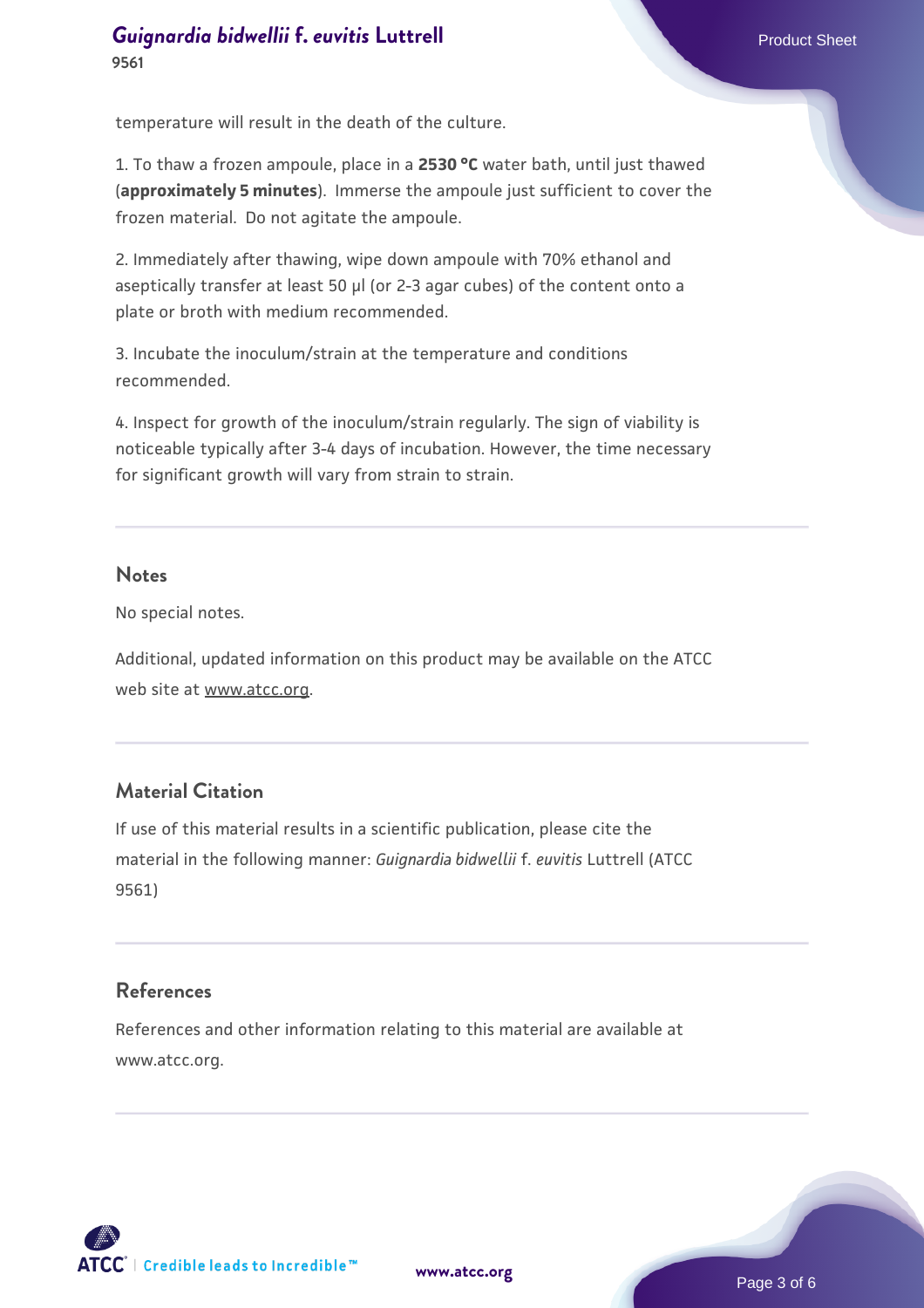temperature will result in the death of the culture.

1. To thaw a frozen ampoule, place in a **2530 °C** water bath, until just thawed (**approximately 5 minutes**). Immerse the ampoule just sufficient to cover the frozen material. Do not agitate the ampoule.

2. Immediately after thawing, wipe down ampoule with 70% ethanol and aseptically transfer at least 50 µl (or 2-3 agar cubes) of the content onto a plate or broth with medium recommended.

3. Incubate the inoculum/strain at the temperature and conditions recommended.

4. Inspect for growth of the inoculum/strain regularly. The sign of viability is noticeable typically after 3-4 days of incubation. However, the time necessary for significant growth will vary from strain to strain.

## Notes

No special notes.

Additional, updated information on this product may be available on the ATCC web site at www.atcc.org.

## Material Citation

If use of this material results in a scientific publication, please cite the material in the following manner: *Guignardia bidwellii* f. *euvitis* Luttrell (ATCC 9561)

## References

References and other information relating to this material are available at www.atcc.org.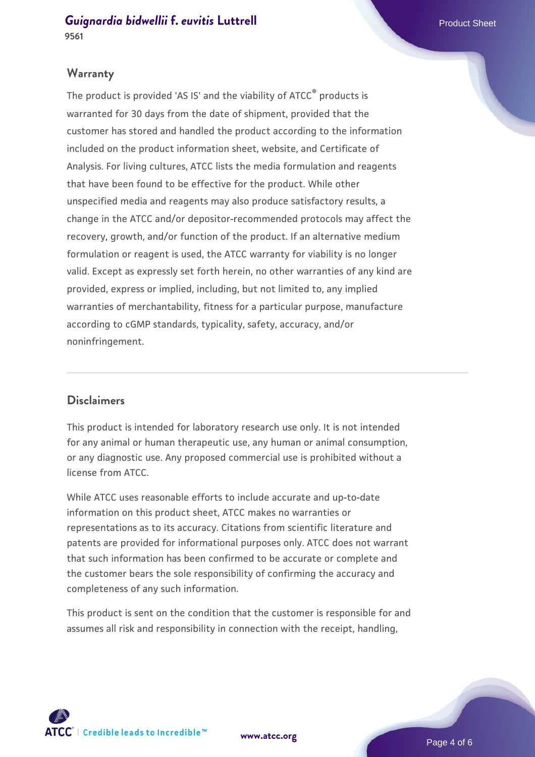## Warranty

The product is provided 'AS IS' and the viability of ATCC® products is warranted for 30 days from the date of shipment, provided that the customer has stored and handled the product according to the information included on the product information sheet, website, and Certificate of Analysis. For living cultures, ATCC lists the media formulation and reagents that have been found to be effective for the product. While other unspecified media and reagents may also produce satisfactory results, a change in the ATCC and/or depositor-recommended protocols may affect the recovery, growth, and/or function of the product. If an alternative medium formulation or reagent is used, the ATCC warranty for viability is no longer valid. Except as expressly set forth herein, no other warranties of any kind are provided, express or implied, including, but not limited to, any implied warranties of merchantability, fitness for a particular purpose, manufacture according to cGMP standards, typicality, safety, accuracy, and/or noninfringement.

## Disclaimers

This product is intended for laboratory research use only. It is not intended for any animal or human therapeutic use, any human or animal consumption, or any diagnostic use. Any proposed commercial use is prohibited without a license from ATCC.

While ATCC uses reasonable efforts to include accurate and up-to-date information on this product sheet, ATCC makes no warranties or representations as to its accuracy. Citations from scientific literature and patents are provided for informational purposes only. ATCC does not warrant that such information has been confirmed to be accurate or complete and the customer bears the sole responsibility of confirming the accuracy and completeness of any such information.

This product is sent on the condition that the customer is responsible for and assumes all risk and responsibility in connection with the receipt, handling,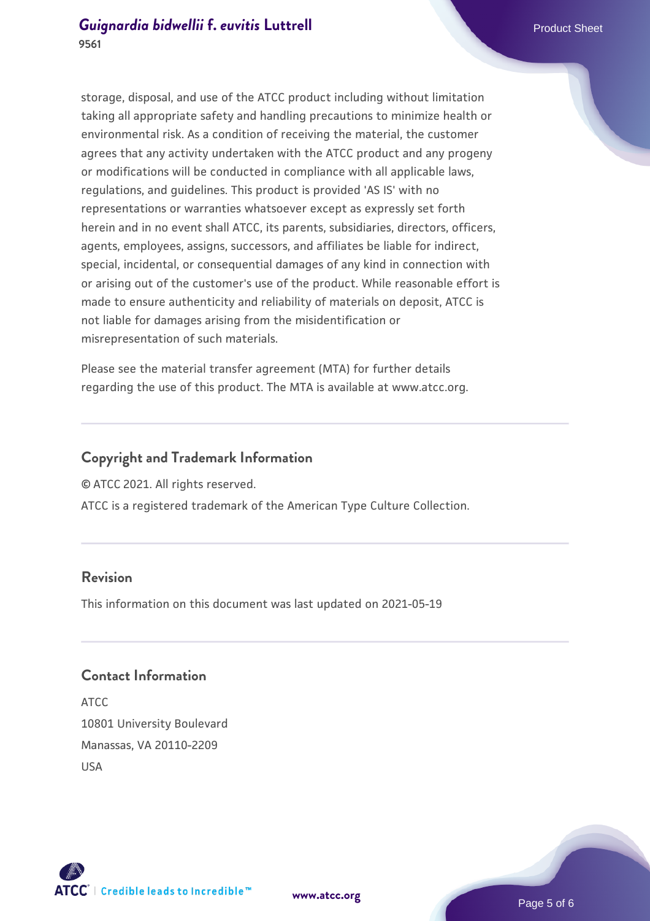storage, disposal, and use of the ATCC product including without limitation taking all appropriate safety and handling precautions to minimize health or environmental risk. As a condition of receiving the material, the customer agrees that any activity undertaken with the ATCC product and any progeny or modifications will be conducted in compliance with all applicable laws, regulations, and guidelines. This product is provided 'AS IS' with no representations or warranties whatsoever except as expressly set forth herein and in no event shall ATCC, its parents, subsidiaries, directors, officers, agents, employees, assigns, successors, and affiliates be liable for indirect, special, incidental, or consequential damages of any kind in connection with or arising out of the customer's use of the product. While reasonable effort is made to ensure authenticity and reliability of materials on deposit, ATCC is not liable for damages arising from the misidentification or misrepresentation of such materials.

Please see the material transfer agreement (MTA) for further details regarding the use of this product. The MTA is available at www.atcc.org.

## Copyright and Trademark Information

© ATCC 2021. All rights reserved.

ATCC is a registered trademark of the American Type Culture Collection.

## Revision

This information on this document was last updated on 2021-05-19

## Contact Information

ATCC
10801 University Boulevard
Manassas, VA 20110-2209
USA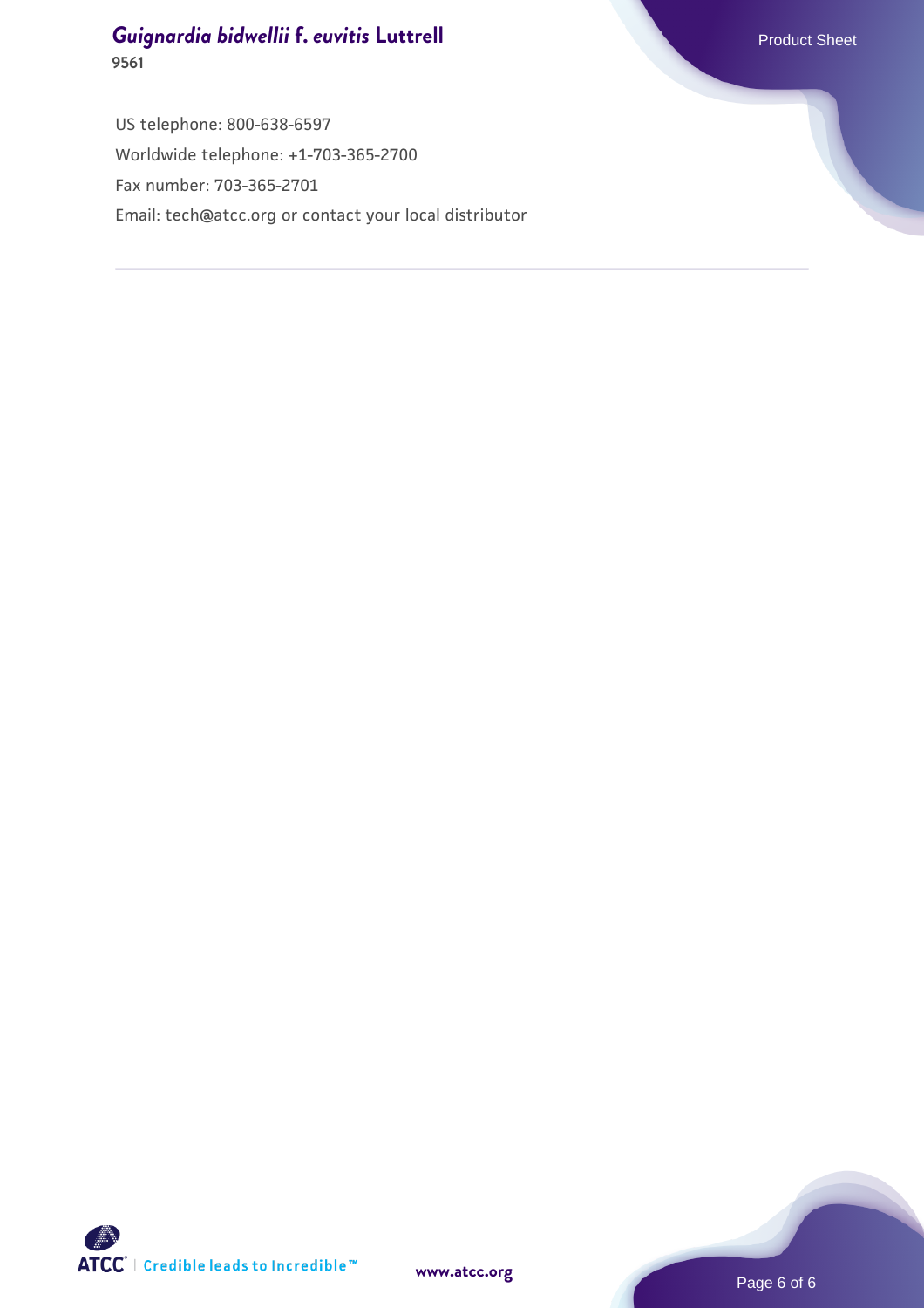US telephone: 800-638-6597

Worldwide telephone: +1-703-365-2700

Fax number: 703-365-2701

Email: tech@atcc.org or contact your local distributor